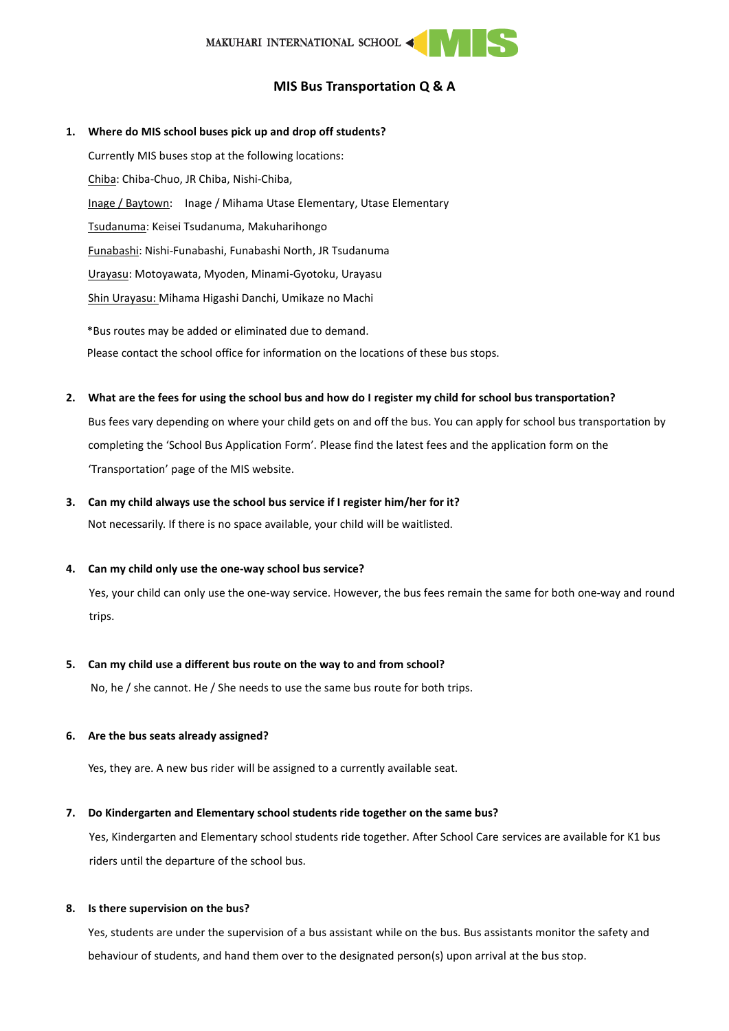MAKUHARI INTERNATIONAL SCHOOL MIS

# MIS Bus Transportation Q & A

1. **Where do MIS school buses pick up and drop off students?**

   Currently MIS buses stop at the following locations:

   Chiba: Chiba-Chuo, JR Chiba, Nishi-Chiba,

   Inage / Baytown: Inage / Mihama Utase Elementary, Utase Elementary

   Tsudanuma: Keisei Tsudanuma, Makuharihongo

   Funabashi: Nishi-Funabashi, Funabashi North, JR Tsudanuma

   Urayasu: Motoyawata, Myoden, Minami-Gyotoku, Urayasu

   Shin Urayasu: Mihama Higashi Danchi, Umikaze no Machi

   *Bus routes may be added or eliminated due to demand.

   Please contact the school office for information on the locations of these bus stops.

2. **What are the fees for using the school bus and how do I register my child for school bus transportation?**

   Bus fees vary depending on where your child gets on and off the bus. You can apply for school bus transportation by completing the 'School Bus Application Form'. Please find the latest fees and the application form on the 'Transportation' page of the MIS website.

3. **Can my child always use the school bus service if I register him/her for it?**

   Not necessarily. If there is no space available, your child will be waitlisted.

4. **Can my child only use the one-way school bus service?**

   Yes, your child can only use the one-way service. However, the bus fees remain the same for both one-way and round trips.

5. **Can my child use a different bus route on the way to and from school?**

   No, he / she cannot. He / She needs to use the same bus route for both trips.

6. **Are the bus seats already assigned?**

   Yes, they are. A new bus rider will be assigned to a currently available seat.

7. **Do Kindergarten and Elementary school students ride together on the same bus?**

   Yes, Kindergarten and Elementary school students ride together. After School Care services are available for K1 bus riders until the departure of the school bus.

8. **Is there supervision on the bus?**

   Yes, students are under the supervision of a bus assistant while on the bus. Bus assistants monitor the safety and behaviour of students, and hand them over to the designated person(s) upon arrival at the bus stop.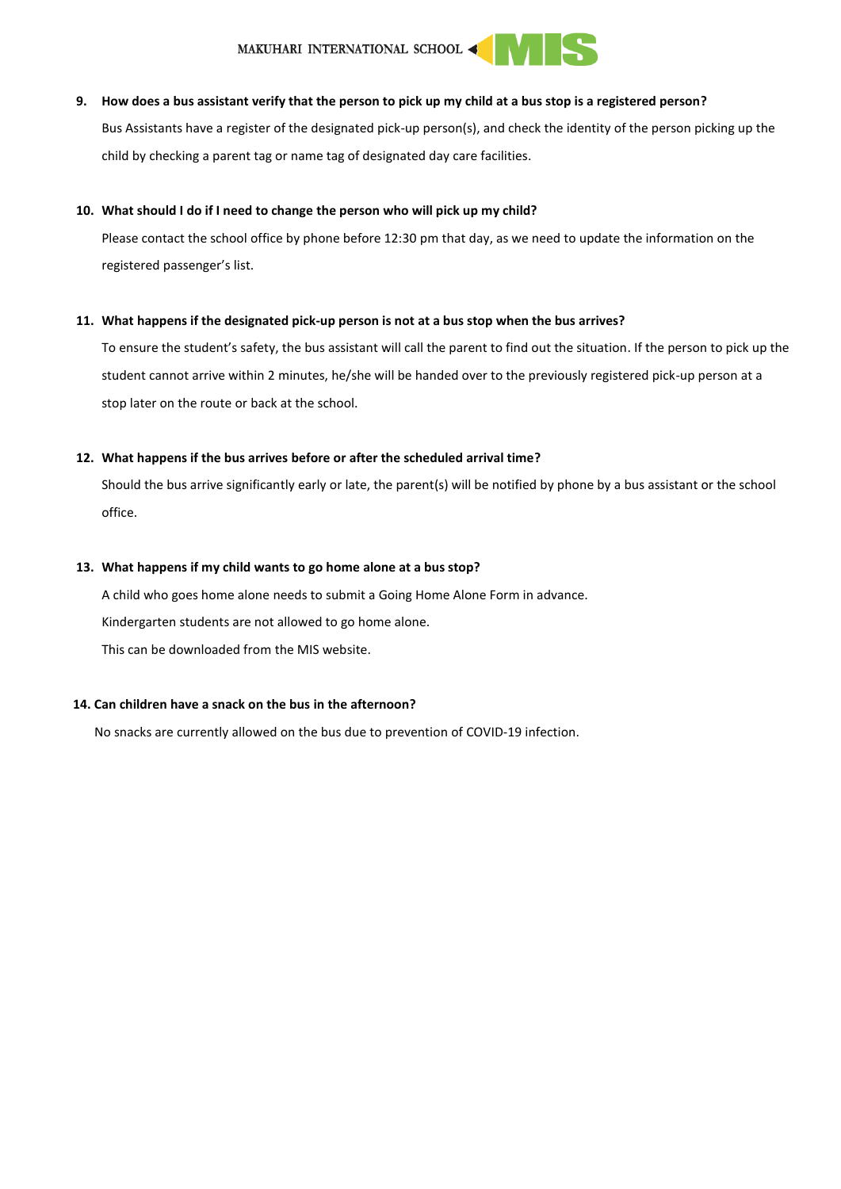**9. How does a bus assistant verify that the person to pick up my child at a bus stop is a registered person?**

Bus Assistants have a register of the designated pick-up person(s), and check the identity of the person picking up the child by checking a parent tag or name tag of designated day care facilities.

**10. What should I do if I need to change the person who will pick up my child?**

Please contact the school office by phone before 12:30 pm that day, as we need to update the information on the registered passenger's list.

**11. What happens if the designated pick-up person is not at a bus stop when the bus arrives?**

To ensure the student's safety, the bus assistant will call the parent to find out the situation. If the person to pick up the student cannot arrive within 2 minutes, he/she will be handed over to the previously registered pick-up person at a stop later on the route or back at the school.

**12. What happens if the bus arrives before or after the scheduled arrival time?**

Should the bus arrive significantly early or late, the parent(s) will be notified by phone by a bus assistant or the school office.

**13. What happens if my child wants to go home alone at a bus stop?**

A child who goes home alone needs to submit a Going Home Alone Form in advance.

Kindergarten students are not allowed to go home alone.

This can be downloaded from the MIS website.

**14. Can children have a snack on the bus in the afternoon?**

No snacks are currently allowed on the bus due to prevention of COVID-19 infection.